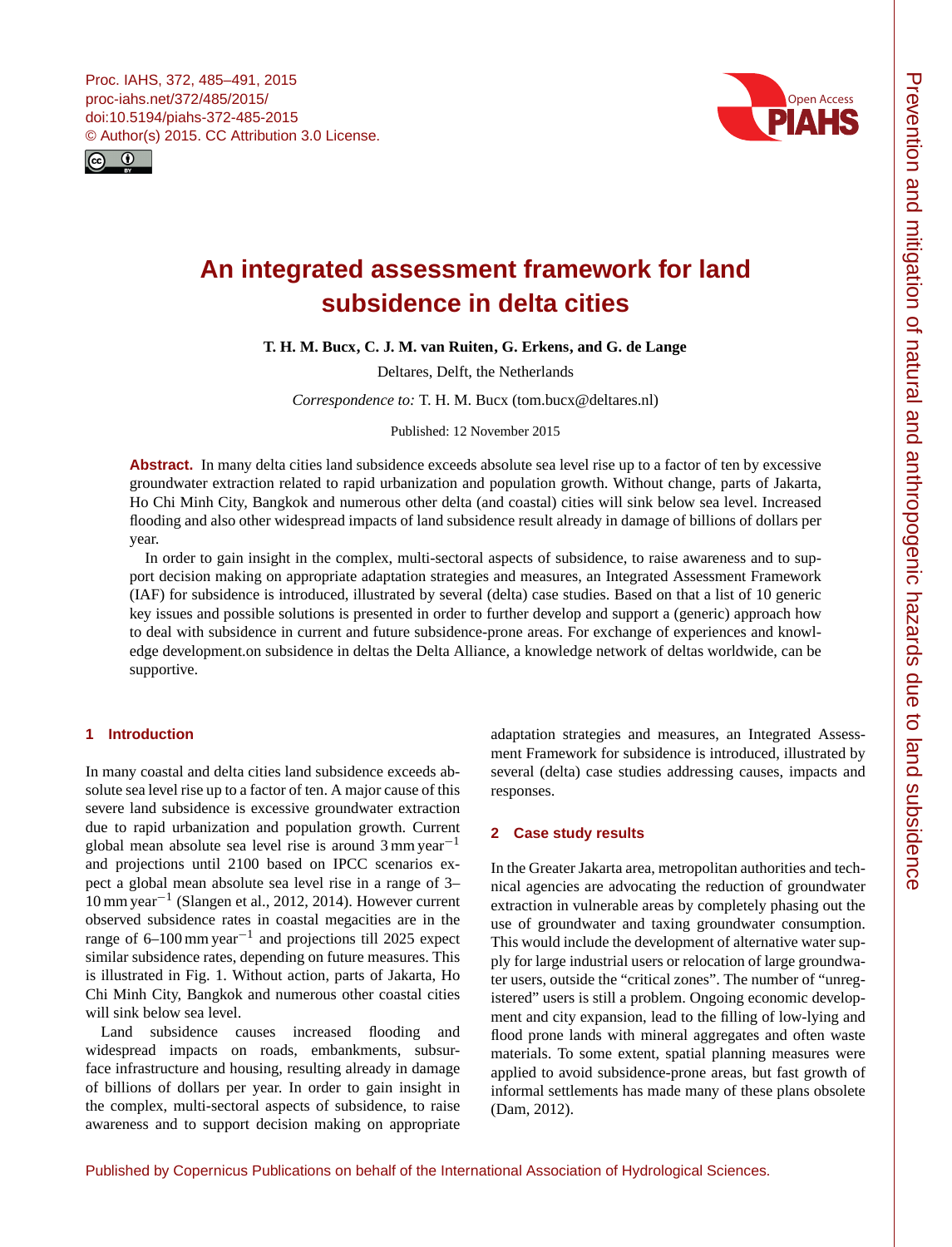# An integrated assessment framework for land subsidence in delta cities

**T. H. M. Bucx, C. J. M. van Ruiten, G. Erkens, and G. de Lange**

Deltares, Delft, the Netherlands

*Correspondence to:* T. H. M. Bucx (tom.bucx@deltares.nl)

Published: 12 November 2015

**Abstract.** In many delta cities land subsidence exceeds absolute sea level rise up to a factor of ten by excessive groundwater extraction related to rapid urbanization and population growth. Without change, parts of Jakarta, Ho Chi Minh City, Bangkok and numerous other delta (and coastal) cities will sink below sea level. Increased flooding and also other widespread impacts of land subsidence result already in damage of billions of dollars per year.

In order to gain insight in the complex, multi-sectoral aspects of subsidence, to raise awareness and to support decision making on appropriate adaptation strategies and measures, an Integrated Assessment Framework (IAF) for subsidence is introduced, illustrated by several (delta) case studies. Based on that a list of 10 generic key issues and possible solutions is presented in order to further develop and support a (generic) approach how to deal with subsidence in current and future subsidence-prone areas. For exchange of experiences and knowledge development.on subsidence in deltas the Delta Alliance, a knowledge network of deltas worldwide, can be supportive.

## 1 Introduction

In many coastal and delta cities land subsidence exceeds absolute sea level rise up to a factor of ten. A major cause of this severe land subsidence is excessive groundwater extraction due to rapid urbanization and population growth. Current global mean absolute sea level rise is around 3 mm year$^{-1}$ and projections until 2100 based on IPCC scenarios expect a global mean absolute sea level rise in a range of 3–10 mm year$^{-1}$ (Slangen et al., 2012, 2014). However current observed subsidence rates in coastal megacities are in the range of 6–100 mm year$^{-1}$ and projections till 2025 expect similar subsidence rates, depending on future measures. This is illustrated in Fig. 1. Without action, parts of Jakarta, Ho Chi Minh City, Bangkok and numerous other coastal cities will sink below sea level.

Land subsidence causes increased flooding and widespread impacts on roads, embankments, subsurface infrastructure and housing, resulting already in damage of billions of dollars per year. In order to gain insight in the complex, multi-sectoral aspects of subsidence, to raise awareness and to support decision making on appropriate adaptation strategies and measures, an Integrated Assessment Framework for subsidence is introduced, illustrated by several (delta) case studies addressing causes, impacts and responses.

## 2 Case study results

In the Greater Jakarta area, metropolitan authorities and technical agencies are advocating the reduction of groundwater extraction in vulnerable areas by completely phasing out the use of groundwater and taxing groundwater consumption. This would include the development of alternative water supply for large industrial users or relocation of large groundwater users, outside the "critical zones". The number of "unregistered" users is still a problem. Ongoing economic development and city expansion, lead to the filling of low-lying and flood prone lands with mineral aggregates and often waste materials. To some extent, spatial planning measures were applied to avoid subsidence-prone areas, but fast growth of informal settlements has made many of these plans obsolete (Dam, 2012).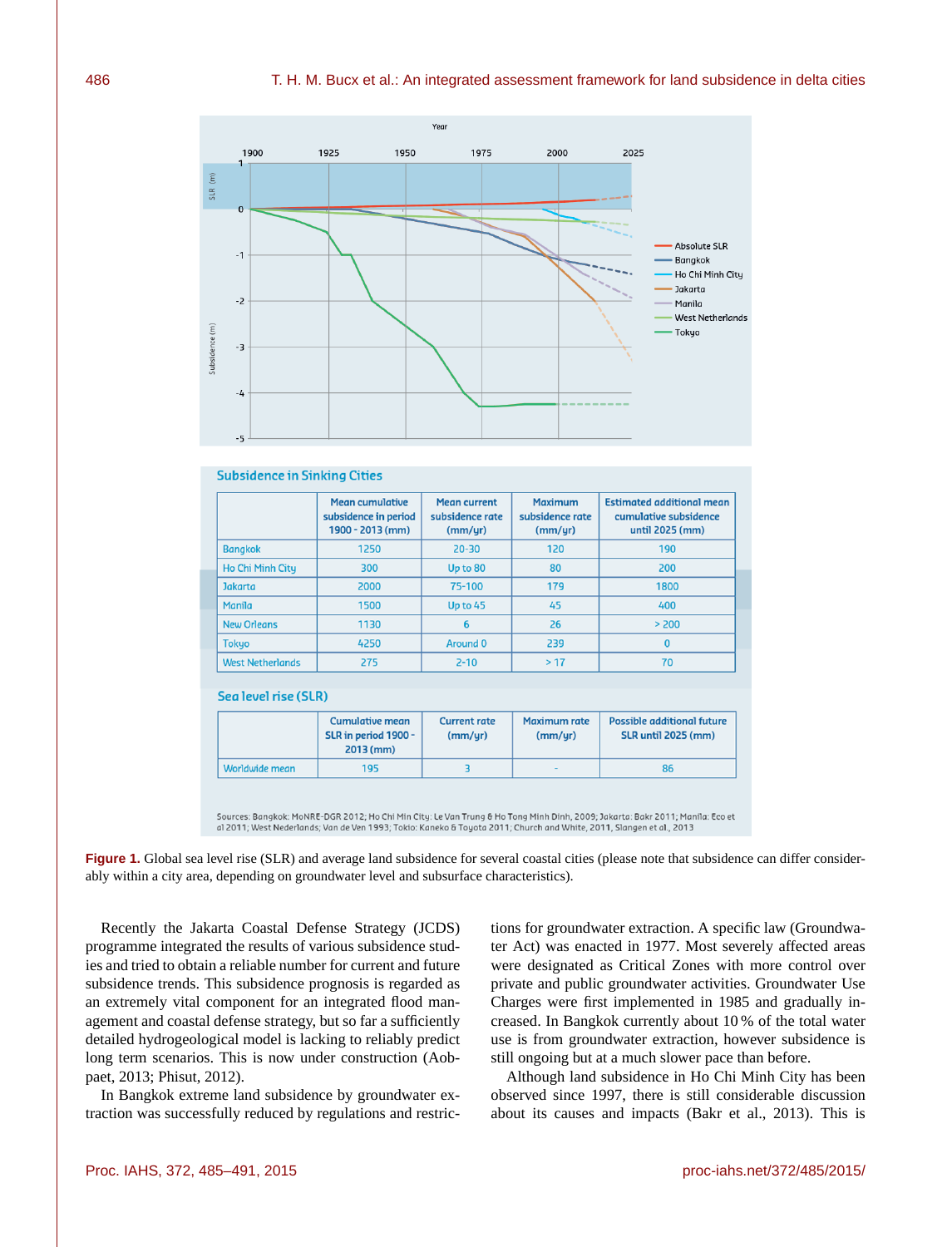## Subsidence in Sinking Cities

| | Mean cumulative subsidence in period 1900 - 2013 (mm) | Mean current subsidence rate (mm/yr) | Maximum subsidence rate (mm/yr) | Estimated additional mean cumulative subsidence until 2025 (mm) |
|---|---|---|---|---|
| Bangkok | 1250 | 20-30 | 120 | 190 |
| Ho Chi Minh City | 300 | Up to 80 | 80 | 200 |
| Jakarta | 2000 | 75-100 | 179 | 1800 |
| Manila | 1500 | Up to 45 | 45 | 400 |
| New Orleans | 1130 | 6 | 26 | > 200 |
| Tokyo | 4250 | Around 0 | 239 | 0 |
| West Netherlands | 275 | 2-10 | > 17 | 70 |

## Sea level rise (SLR)

| | Cumulative mean SLR in period 1900 - 2013 (mm) | Current rate (mm/yr) | Maximum rate (mm/yr) | Possible additional future SLR until 2025 (mm) |
|---|---|---|---|---|
| Worldwide mean | 195 | 3 | - | 86 |

Sources: Bangkok: MoNRE-DGR 2012; Ho Chi Min City: Le Van Trung & Ho Tong Minh Dinh, 2009; Jakarta: Bakr 2011; Manila: Eco et al 2011; West Nederlands; Van de Ven 1993; Tokio: Kaneko & Toyota 2011; Church and White, 2011, Slangen et al., 2013

**Figure 1.** Global sea level rise (SLR) and average land subsidence for several coastal cities (please note that subsidence can differ considerably within a city area, depending on groundwater level and subsurface characteristics).

Recently the Jakarta Coastal Defense Strategy (JCDS) programme integrated the results of various subsidence studies and tried to obtain a reliable number for current and future subsidence trends. This subsidence prognosis is regarded as an extremely vital component for an integrated flood management and coastal defense strategy, but so far a sufficiently detailed hydrogeological model is lacking to reliably predict long term scenarios. This is now under construction (Aobpaet, 2013; Phisut, 2012).

In Bangkok extreme land subsidence by groundwater extraction was successfully reduced by regulations and restrictions for groundwater extraction. A specific law (Groundwater Act) was enacted in 1977. Most severely affected areas were designated as Critical Zones with more control over private and public groundwater activities. Groundwater Use Charges were first implemented in 1985 and gradually increased. In Bangkok currently about 10 % of the total water use is from groundwater extraction, however subsidence is still ongoing but at a much slower pace than before.

Although land subsidence in Ho Chi Minh City has been observed since 1997, there is still considerable discussion about its causes and impacts (Bakr et al., 2013). This is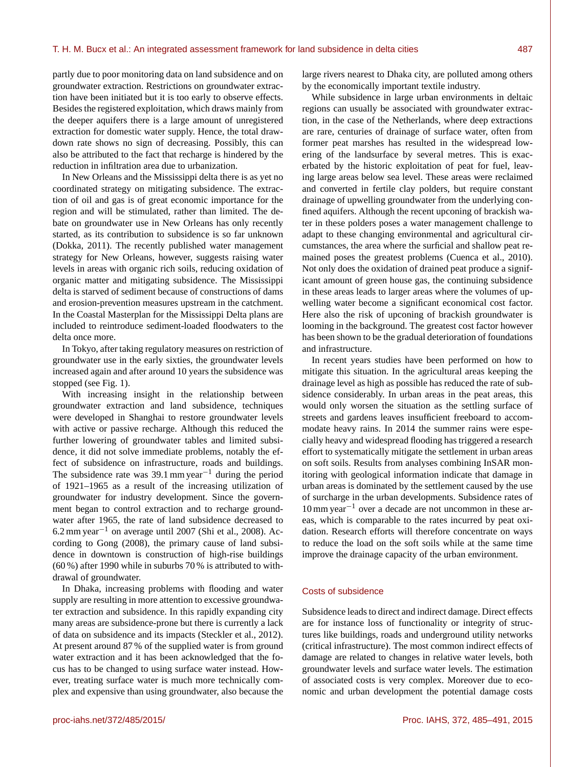partly due to poor monitoring data on land subsidence and on groundwater extraction. Restrictions on groundwater extraction have been initiated but it is too early to observe effects. Besides the registered exploitation, which draws mainly from the deeper aquifers there is a large amount of unregistered extraction for domestic water supply. Hence, the total drawdown rate shows no sign of decreasing. Possibly, this can also be attributed to the fact that recharge is hindered by the reduction in infiltration area due to urbanization.

In New Orleans and the Mississippi delta there is as yet no coordinated strategy on mitigating subsidence. The extraction of oil and gas is of great economic importance for the region and will be stimulated, rather than limited. The debate on groundwater use in New Orleans has only recently started, as its contribution to subsidence is so far unknown (Dokka, 2011). The recently published water management strategy for New Orleans, however, suggests raising water levels in areas with organic rich soils, reducing oxidation of organic matter and mitigating subsidence. The Mississippi delta is starved of sediment because of constructions of dams and erosion-prevention measures upstream in the catchment. In the Coastal Masterplan for the Mississippi Delta plans are included to reintroduce sediment-loaded floodwaters to the delta once more.

In Tokyo, after taking regulatory measures on restriction of groundwater use in the early sixties, the groundwater levels increased again and after around 10 years the subsidence was stopped (see Fig. 1).

With increasing insight in the relationship between groundwater extraction and land subsidence, techniques were developed in Shanghai to restore groundwater levels with active or passive recharge. Although this reduced the further lowering of groundwater tables and limited subsidence, it did not solve immediate problems, notably the effect of subsidence on infrastructure, roads and buildings. The subsidence rate was 39.1 mm $year^{-1}$ during the period of 1921–1965 as a result of the increasing utilization of groundwater for industry development. Since the government began to control extraction and to recharge groundwater after 1965, the rate of land subsidence decreased to 6.2 mm $year^{-1}$ on average until 2007 (Shi et al., 2008). According to Gong (2008), the primary cause of land subsidence in downtown is construction of high-rise buildings (60 %) after 1990 while in suburbs 70 % is attributed to withdrawal of groundwater.

In Dhaka, increasing problems with flooding and water supply are resulting in more attention to excessive groundwater extraction and subsidence. In this rapidly expanding city many areas are subsidence-prone but there is currently a lack of data on subsidence and its impacts (Steckler et al., 2012). At present around 87 % of the supplied water is from ground water extraction and it has been acknowledged that the focus has to be changed to using surface water instead. However, treating surface water is much more technically complex and expensive than using groundwater, also because the large rivers nearest to Dhaka city, are polluted among others by the economically important textile industry.

While subsidence in large urban environments in deltaic regions can usually be associated with groundwater extraction, in the case of the Netherlands, where deep extractions are rare, centuries of drainage of surface water, often from former peat marshes has resulted in the widespread lowering of the landsurface by several metres. This is exacerbated by the historic exploitation of peat for fuel, leaving large areas below sea level. These areas were reclaimed and converted in fertile clay polders, but require constant drainage of upwelling groundwater from the underlying confined aquifers. Although the recent upconing of brackish water in these polders poses a water management challenge to adapt to these changing environmental and agricultural circumstances, the area where the surficial and shallow peat remained poses the greatest problems (Cuenca et al., 2010). Not only does the oxidation of drained peat produce a significant amount of green house gas, the continuing subsidence in these areas leads to larger areas where the volumes of upwelling water become a significant economical cost factor. Here also the risk of upconing of brackish groundwater is looming in the background. The greatest cost factor however has been shown to be the gradual deterioration of foundations and infrastructure.

In recent years studies have been performed on how to mitigate this situation. In the agricultural areas keeping the drainage level as high as possible has reduced the rate of subsidence considerably. In urban areas in the peat areas, this would only worsen the situation as the settling surface of streets and gardens leaves insufficient freeboard to accommodate heavy rains. In 2014 the summer rains were especially heavy and widespread flooding has triggered a research effort to systematically mitigate the settlement in urban areas on soft soils. Results from analyses combining InSAR monitoring with geological information indicate that damage in urban areas is dominated by the settlement caused by the use of surcharge in the urban developments. Subsidence rates of 10 mm $year^{-1}$ over a decade are not uncommon in these areas, which is comparable to the rates incurred by peat oxidation. Research efforts will therefore concentrate on ways to reduce the load on the soft soils while at the same time improve the drainage capacity of the urban environment.

### Costs of subsidence

Subsidence leads to direct and indirect damage. Direct effects are for instance loss of functionality or integrity of structures like buildings, roads and underground utility networks (critical infrastructure). The most common indirect effects of damage are related to changes in relative water levels, both groundwater levels and surface water levels. The estimation of associated costs is very complex. Moreover due to economic and urban development the potential damage costs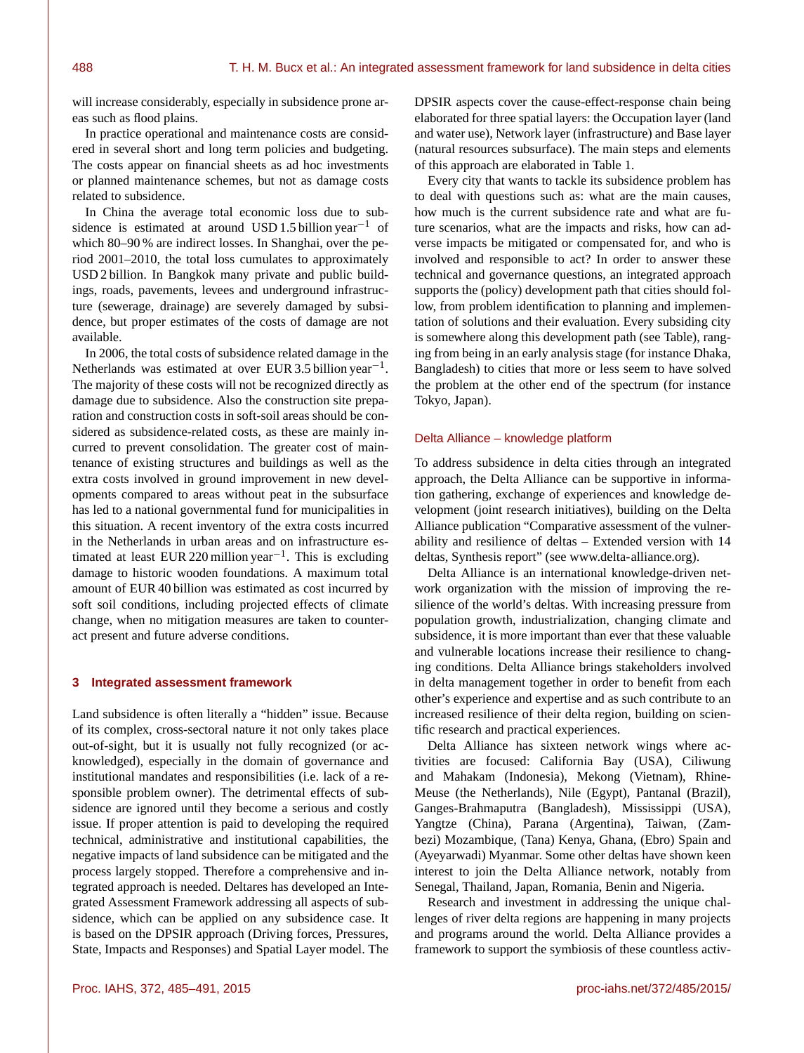will increase considerably, especially in subsidence prone areas such as flood plains.

In practice operational and maintenance costs are considered in several short and long term policies and budgeting. The costs appear on financial sheets as ad hoc investments or planned maintenance schemes, but not as damage costs related to subsidence.

In China the average total economic loss due to subsidence is estimated at around USD 1.5 billion year$^{-1}$ of which 80–90 % are indirect losses. In Shanghai, over the period 2001–2010, the total loss cumulates to approximately USD 2 billion. In Bangkok many private and public buildings, roads, pavements, levees and underground infrastructure (sewerage, drainage) are severely damaged by subsidence, but proper estimates of the costs of damage are not available.

In 2006, the total costs of subsidence related damage in the Netherlands was estimated at over EUR 3.5 billion year$^{-1}$. The majority of these costs will not be recognized directly as damage due to subsidence. Also the construction site preparation and construction costs in soft-soil areas should be considered as subsidence-related costs, as these are mainly incurred to prevent consolidation. The greater cost of maintenance of existing structures and buildings as well as the extra costs involved in ground improvement in new developments compared to areas without peat in the subsurface has led to a national governmental fund for municipalities in this situation. A recent inventory of the extra costs incurred in the Netherlands in urban areas and on infrastructure estimated at least EUR 220 million year$^{-1}$. This is excluding damage to historic wooden foundations. A maximum total amount of EUR 40 billion was estimated as cost incurred by soft soil conditions, including projected effects of climate change, when no mitigation measures are taken to counteract present and future adverse conditions.

## 3 Integrated assessment framework

Land subsidence is often literally a "hidden" issue. Because of its complex, cross-sectoral nature it not only takes place out-of-sight, but it is usually not fully recognized (or acknowledged), especially in the domain of governance and institutional mandates and responsibilities (i.e. lack of a responsible problem owner). The detrimental effects of subsidence are ignored until they become a serious and costly issue. If proper attention is paid to developing the required technical, administrative and institutional capabilities, the negative impacts of land subsidence can be mitigated and the process largely stopped. Therefore a comprehensive and integrated approach is needed. Deltares has developed an Integrated Assessment Framework addressing all aspects of subsidence, which can be applied on any subsidence case. It is based on the DPSIR approach (Driving forces, Pressures, State, Impacts and Responses) and Spatial Layer model. The DPSIR aspects cover the cause-effect-response chain being elaborated for three spatial layers: the Occupation layer (land and water use), Network layer (infrastructure) and Base layer (natural resources subsurface). The main steps and elements of this approach are elaborated in Table 1.

Every city that wants to tackle its subsidence problem has to deal with questions such as: what are the main causes, how much is the current subsidence rate and what are future scenarios, what are the impacts and risks, how can adverse impacts be mitigated or compensated for, and who is involved and responsible to act? In order to answer these technical and governance questions, an integrated approach supports the (policy) development path that cities should follow, from problem identification to planning and implementation of solutions and their evaluation. Every subsiding city is somewhere along this development path (see Table), ranging from being in an early analysis stage (for instance Dhaka, Bangladesh) to cities that more or less seem to have solved the problem at the other end of the spectrum (for instance Tokyo, Japan).

### Delta Alliance – knowledge platform

To address subsidence in delta cities through an integrated approach, the Delta Alliance can be supportive in information gathering, exchange of experiences and knowledge development (joint research initiatives), building on the Delta Alliance publication "Comparative assessment of the vulnerability and resilience of deltas – Extended version with 14 deltas, Synthesis report" (see www.delta-alliance.org).

Delta Alliance is an international knowledge-driven network organization with the mission of improving the resilience of the world's deltas. With increasing pressure from population growth, industrialization, changing climate and subsidence, it is more important than ever that these valuable and vulnerable locations increase their resilience to changing conditions. Delta Alliance brings stakeholders involved in delta management together in order to benefit from each other's experience and expertise and as such contribute to an increased resilience of their delta region, building on scientific research and practical experiences.

Delta Alliance has sixteen network wings where activities are focused: California Bay (USA), Ciliwung and Mahakam (Indonesia), Mekong (Vietnam), Rhine-Meuse (the Netherlands), Nile (Egypt), Pantanal (Brazil), Ganges-Brahmaputra (Bangladesh), Mississippi (USA), Yangtze (China), Parana (Argentina), Taiwan, (Zambezi) Mozambique, (Tana) Kenya, Ghana, (Ebro) Spain and (Ayeyarwadi) Myanmar. Some other deltas have shown keen interest to join the Delta Alliance network, notably from Senegal, Thailand, Japan, Romania, Benin and Nigeria.

Research and investment in addressing the unique challenges of river delta regions are happening in many projects and programs around the world. Delta Alliance provides a framework to support the symbiosis of these countless activ-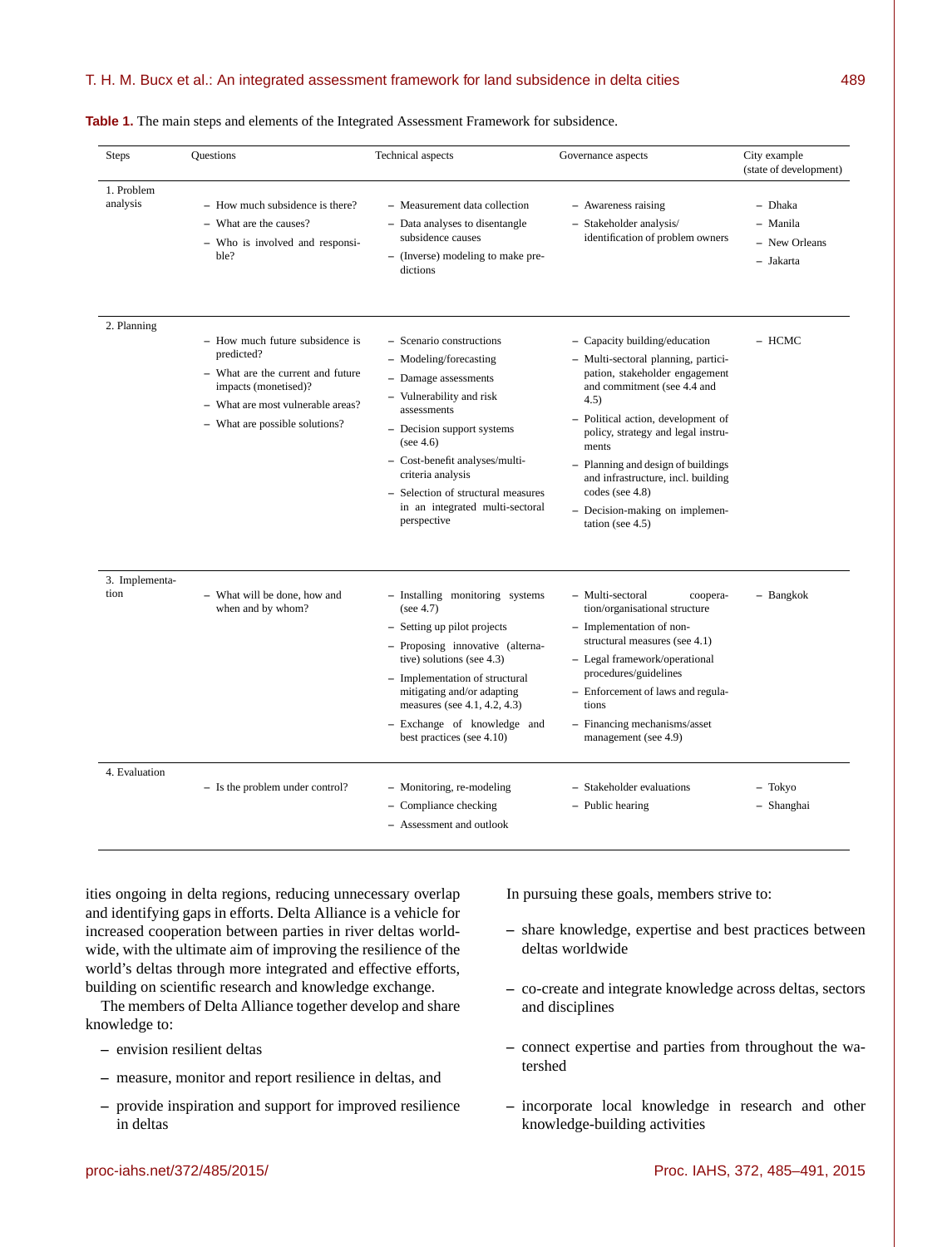**Table 1.** The main steps and elements of the Integrated Assessment Framework for subsidence.

| Steps | Questions | Technical aspects | Governance aspects | City example (state of development) |
|---|---|---|---|---|
| 1. Problem analysis | – How much subsidence is there?<br>– What are the causes?<br>– Who is involved and responsible? | – Measurement data collection<br>– Data analyses to disentangle subsidence causes<br>– (Inverse) modeling to make predictions | – Awareness raising<br>– Stakeholder analysis/ identification of problem owners | – Dhaka<br>– Manila<br>– New Orleans<br>– Jakarta |
| 2. Planning | – How much future subsidence is predicted?<br>– What are the current and future impacts (monetised)?<br>– What are most vulnerable areas?<br>– What are possible solutions? | – Scenario constructions<br>– Modeling/forecasting<br>– Damage assessments<br>– Vulnerability and risk assessments<br>– Decision support systems (see 4.6)<br>– Cost-benefit analyses/multi-criteria analysis<br>– Selection of structural measures in an integrated multi-sectoral perspective | – Capacity building/education<br>– Multi-sectoral planning, participation, stakeholder engagement and commitment (see 4.4 and 4.5)<br>– Political action, development of policy, strategy and legal instruments<br>– Planning and design of buildings and infrastructure, incl. building codes (see 4.8)<br>– Decision-making on implementation (see 4.5) | – HCMC |
| 3. Implementation | – What will be done, how and when and by whom? | – Installing monitoring systems (see 4.7)<br>– Setting up pilot projects<br>– Proposing innovative (alternative) solutions (see 4.3)<br>– Implementation of structural mitigating and/or adapting measures (see 4.1, 4.2, 4.3)<br>– Exchange of knowledge and best practices (see 4.10) | – Multi-sectoral cooperation/organisational structure<br>– Implementation of non-structural measures (see 4.1)<br>– Legal framework/operational procedures/guidelines<br>– Enforcement of laws and regulations<br>– Financing mechanisms/asset management (see 4.9) | – Bangkok |
| 4. Evaluation | – Is the problem under control? | – Monitoring, re-modeling<br>– Compliance checking<br>– Assessment and outlook | – Stakeholder evaluations<br>– Public hearing | – Tokyo<br>– Shanghai |

ities ongoing in delta regions, reducing unnecessary overlap and identifying gaps in efforts. Delta Alliance is a vehicle for increased cooperation between parties in river deltas worldwide, with the ultimate aim of improving the resilience of the world's deltas through more integrated and effective efforts, building on scientific research and knowledge exchange.

The members of Delta Alliance together develop and share knowledge to:

- envision resilient deltas
- measure, monitor and report resilience in deltas, and
- provide inspiration and support for improved resilience in deltas

In pursuing these goals, members strive to:

- share knowledge, expertise and best practices between deltas worldwide
- co-create and integrate knowledge across deltas, sectors and disciplines
- connect expertise and parties from throughout the watershed
- incorporate local knowledge in research and other knowledge-building activities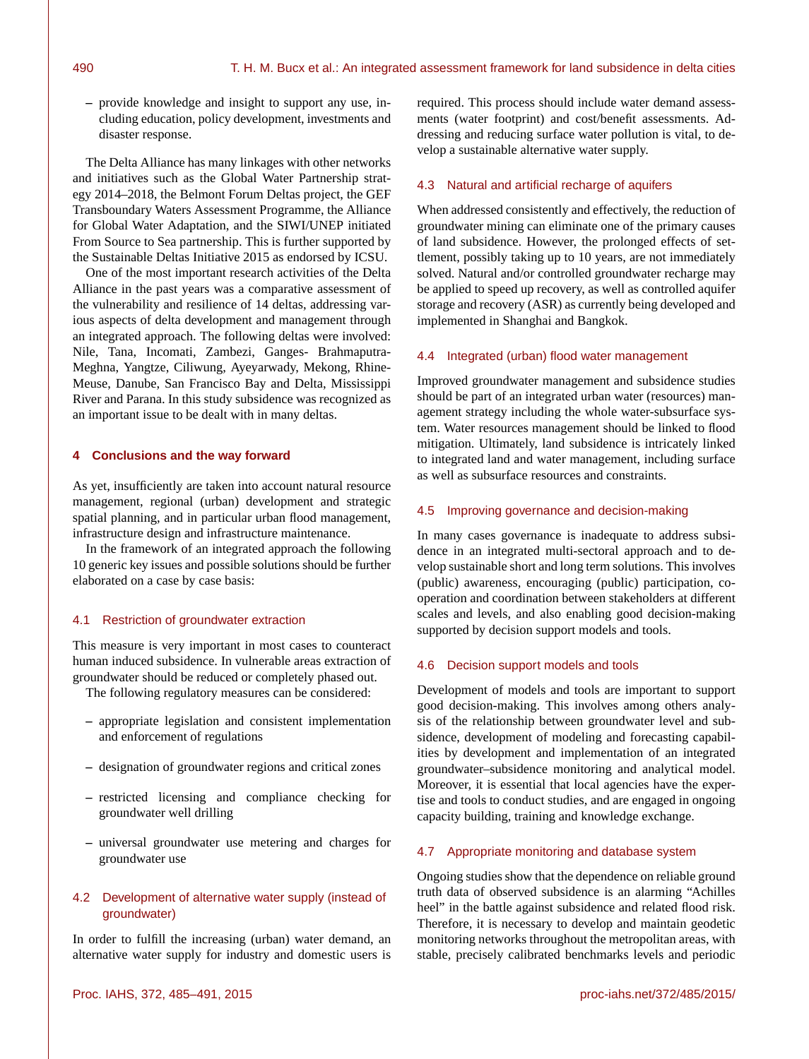– provide knowledge and insight to support any use, including education, policy development, investments and disaster response.

The Delta Alliance has many linkages with other networks and initiatives such as the Global Water Partnership strategy 2014–2018, the Belmont Forum Deltas project, the GEF Transboundary Waters Assessment Programme, the Alliance for Global Water Adaptation, and the SIWI/UNEP initiated From Source to Sea partnership. This is further supported by the Sustainable Deltas Initiative 2015 as endorsed by ICSU.

One of the most important research activities of the Delta Alliance in the past years was a comparative assessment of the vulnerability and resilience of 14 deltas, addressing various aspects of delta development and management through an integrated approach. The following deltas were involved: Nile, Tana, Incomati, Zambezi, Ganges- Brahmaputra-Meghna, Yangtze, Ciliwung, Ayeyarwady, Mekong, Rhine-Meuse, Danube, San Francisco Bay and Delta, Mississippi River and Parana. In this study subsidence was recognized as an important issue to be dealt with in many deltas.

## 4 Conclusions and the way forward

As yet, insufficiently are taken into account natural resource management, regional (urban) development and strategic spatial planning, and in particular urban flood management, infrastructure design and infrastructure maintenance.

In the framework of an integrated approach the following 10 generic key issues and possible solutions should be further elaborated on a case by case basis:

### 4.1 Restriction of groundwater extraction

This measure is very important in most cases to counteract human induced subsidence. In vulnerable areas extraction of groundwater should be reduced or completely phased out.

The following regulatory measures can be considered:

– appropriate legislation and consistent implementation and enforcement of regulations

– designation of groundwater regions and critical zones

– restricted licensing and compliance checking for groundwater well drilling

– universal groundwater use metering and charges for groundwater use

### 4.2 Development of alternative water supply (instead of groundwater)

In order to fulfill the increasing (urban) water demand, an alternative water supply for industry and domestic users is required. This process should include water demand assessments (water footprint) and cost/benefit assessments. Addressing and reducing surface water pollution is vital, to develop a sustainable alternative water supply.

### 4.3 Natural and artificial recharge of aquifers

When addressed consistently and effectively, the reduction of groundwater mining can eliminate one of the primary causes of land subsidence. However, the prolonged effects of settlement, possibly taking up to 10 years, are not immediately solved. Natural and/or controlled groundwater recharge may be applied to speed up recovery, as well as controlled aquifer storage and recovery (ASR) as currently being developed and implemented in Shanghai and Bangkok.

### 4.4 Integrated (urban) flood water management

Improved groundwater management and subsidence studies should be part of an integrated urban water (resources) management strategy including the whole water-subsurface system. Water resources management should be linked to flood mitigation. Ultimately, land subsidence is intricately linked to integrated land and water management, including surface as well as subsurface resources and constraints.

### 4.5 Improving governance and decision-making

In many cases governance is inadequate to address subsidence in an integrated multi-sectoral approach and to develop sustainable short and long term solutions. This involves (public) awareness, encouraging (public) participation, cooperation and coordination between stakeholders at different scales and levels, and also enabling good decision-making supported by decision support models and tools.

### 4.6 Decision support models and tools

Development of models and tools are important to support good decision-making. This involves among others analysis of the relationship between groundwater level and subsidence, development of modeling and forecasting capabilities by development and implementation of an integrated groundwater–subsidence monitoring and analytical model. Moreover, it is essential that local agencies have the expertise and tools to conduct studies, and are engaged in ongoing capacity building, training and knowledge exchange.

### 4.7 Appropriate monitoring and database system

Ongoing studies show that the dependence on reliable ground truth data of observed subsidence is an alarming "Achilles heel" in the battle against subsidence and related flood risk. Therefore, it is necessary to develop and maintain geodetic monitoring networks throughout the metropolitan areas, with stable, precisely calibrated benchmarks levels and periodic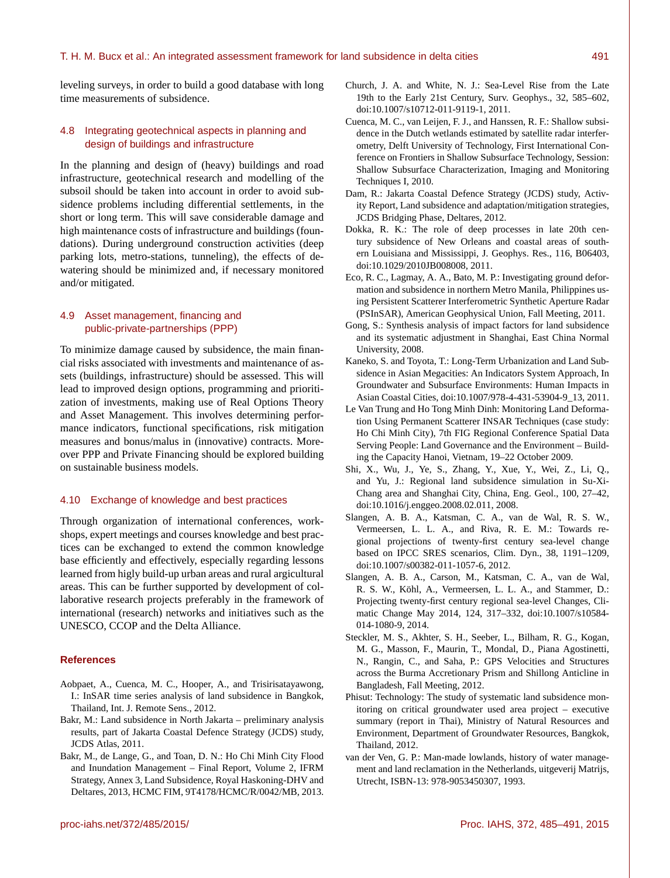leveling surveys, in order to build a good database with long time measurements of subsidence.

## 4.8 Integrating geotechnical aspects in planning and design of buildings and infrastructure

In the planning and design of (heavy) buildings and road infrastructure, geotechnical research and modelling of the subsoil should be taken into account in order to avoid subsidence problems including differential settlements, in the short or long term. This will save considerable damage and high maintenance costs of infrastructure and buildings (foundations). During underground construction activities (deep parking lots, metro-stations, tunneling), the effects of dewatering should be minimized and, if necessary monitored and/or mitigated.

## 4.9 Asset management, financing and public-private-partnerships (PPP)

To minimize damage caused by subsidence, the main financial risks associated with investments and maintenance of assets (buildings, infrastructure) should be assessed. This will lead to improved design options, programming and prioritization of investments, making use of Real Options Theory and Asset Management. This involves determining performance indicators, functional specifications, risk mitigation measures and bonus/malus in (innovative) contracts. Moreover PPP and Private Financing should be explored building on sustainable business models.

## 4.10 Exchange of knowledge and best practices

Through organization of international conferences, workshops, expert meetings and courses knowledge and best practices can be exchanged to extend the common knowledge base efficiently and effectively, especially regarding lessons learned from higly build-up urban areas and rural argicultural areas. This can be further supported by development of collaborative research projects preferably in the framework of international (research) networks and initiatives such as the UNESCO, CCOP and the Delta Alliance.

## References

Aobpaet, A., Cuenca, M. C., Hooper, A., and Trisirisatayawong, I.: InSAR time series analysis of land subsidence in Bangkok, Thailand, Int. J. Remote Sens., 2012.

Bakr, M.: Land subsidence in North Jakarta – preliminary analysis results, part of Jakarta Coastal Defence Strategy (JCDS) study, JCDS Atlas, 2011.

Bakr, M., de Lange, G., and Toan, D. N.: Ho Chi Minh City Flood and Inundation Management – Final Report, Volume 2, IFRM Strategy, Annex 3, Land Subsidence, Royal Haskoning-DHV and Deltares, 2013, HCMC FIM, 9T4178/HCMC/R/0042/MB, 2013.

Church, J. A. and White, N. J.: Sea-Level Rise from the Late 19th to the Early 21st Century, Surv. Geophys., 32, 585–602, doi:10.1007/s10712-011-9119-1, 2011.

Cuenca, M. C., van Leijen, F. J., and Hanssen, R. F.: Shallow subsidence in the Dutch wetlands estimated by satellite radar interferometry, Delft University of Technology, First International Conference on Frontiers in Shallow Subsurface Technology, Session: Shallow Subsurface Characterization, Imaging and Monitoring Techniques I, 2010.

Dam, R.: Jakarta Coastal Defence Strategy (JCDS) study, Activity Report, Land subsidence and adaptation/mitigation strategies, JCDS Bridging Phase, Deltares, 2012.

Dokka, R. K.: The role of deep processes in late 20th century subsidence of New Orleans and coastal areas of southern Louisiana and Mississippi, J. Geophys. Res., 116, B06403, doi:10.1029/2010JB008008, 2011.

Eco, R. C., Lagmay, A. A., Bato, M. P.: Investigating ground deformation and subsidence in northern Metro Manila, Philippines using Persistent Scatterer Interferometric Synthetic Aperture Radar (PSInSAR), American Geophysical Union, Fall Meeting, 2011.

Gong, S.: Synthesis analysis of impact factors for land subsidence and its systematic adjustment in Shanghai, East China Normal University, 2008.

Kaneko, S. and Toyota, T.: Long-Term Urbanization and Land Subsidence in Asian Megacities: An Indicators System Approach, In Groundwater and Subsurface Environments: Human Impacts in Asian Coastal Cities, doi:10.1007/978-4-431-53904-9_13, 2011.

Le Van Trung and Ho Tong Minh Dinh: Monitoring Land Deformation Using Permanent Scatterer INSAR Techniques (case study: Ho Chi Minh City), 7th FIG Regional Conference Spatial Data Serving People: Land Governance and the Environment – Building the Capacity Hanoi, Vietnam, 19–22 October 2009.

Shi, X., Wu, J., Ye, S., Zhang, Y., Xue, Y., Wei, Z., Li, Q., and Yu, J.: Regional land subsidence simulation in Su-Xi-Chang area and Shanghai City, China, Eng. Geol., 100, 27–42, doi:10.1016/j.enggeo.2008.02.011, 2008.

Slangen, A. B. A., Katsman, C. A., van de Wal, R. S. W., Vermeersen, L. L. A., and Riva, R. E. M.: Towards regional projections of twenty-first century sea-level change based on IPCC SRES scenarios, Clim. Dyn., 38, 1191–1209, doi:10.1007/s00382-011-1057-6, 2012.

Slangen, A. B. A., Carson, M., Katsman, C. A., van de Wal, R. S. W., Köhl, A., Vermeersen, L. L. A., and Stammer, D.: Projecting twenty-first century regional sea-level Changes, Climatic Change May 2014, 124, 317–332, doi:10.1007/s10584-014-1080-9, 2014.

Steckler, M. S., Akhter, S. H., Seeber, L., Bilham, R. G., Kogan, M. G., Masson, F., Maurin, T., Mondal, D., Piana Agostinetti, N., Rangin, C., and Saha, P.: GPS Velocities and Structures across the Burma Accretionary Prism and Shillong Anticline in Bangladesh, Fall Meeting, 2012.

Phisut: Technology: The study of systematic land subsidence monitoring on critical groundwater used area project – executive summary (report in Thai), Ministry of Natural Resources and Environment, Department of Groundwater Resources, Bangkok, Thailand, 2012.

van der Ven, G. P.: Man-made lowlands, history of water management and land reclamation in the Netherlands, uitgeverij Matrijs, Utrecht, ISBN-13: 978-9053450307, 1993.